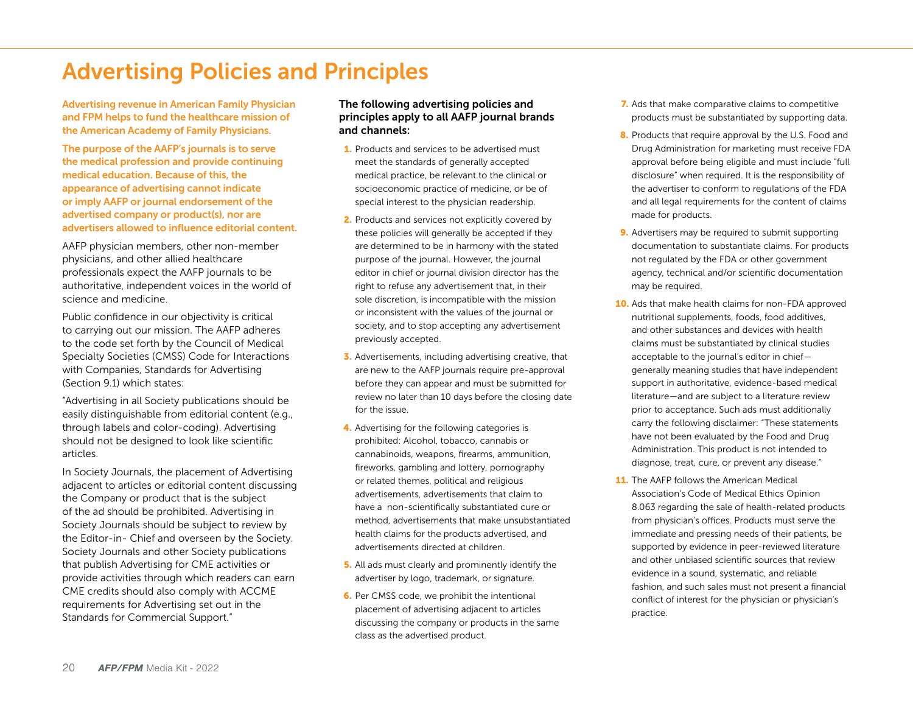# Advertising Policies and Principles

**Advertising revenue in American Family Physician and FPM helps to fund the healthcare mission of the American Academy of Family Physicians.**

**The purpose of the AAFP's journals is to serve the medical profession and provide continuing medical education. Because of this, the appearance of advertising cannot indicate or imply AAFP or journal endorsement of the advertised company or product(s), nor are advertisers allowed to influence editorial content.**

AAFP physician members, other non-member physicians, and other allied healthcare professionals expect the AAFP journals to be authoritative, independent voices in the world of science and medicine.

Public confidence in our objectivity is critical to carrying out our mission. The AAFP adheres to the code set forth by the Council of Medical Specialty Societies (CMSS) Code for Interactions with Companies, Standards for Advertising (Section 9.1) which states:

"Advertising in all Society publications should be easily distinguishable from editorial content (e.g., through labels and color-coding). Advertising should not be designed to look like scientific articles.

In Society Journals, the placement of Advertising adjacent to articles or editorial content discussing the Company or product that is the subject of the ad should be prohibited. Advertising in Society Journals should be subject to review by the Editor-in- Chief and overseen by the Society. Society Journals and other Society publications that publish Advertising for CME activities or provide activities through which readers can earn CME credits should also comply with ACCME requirements for Advertising set out in the Standards for Commercial Support."

**The following advertising policies and principles apply to all AAFP journal brands and channels:**

1. Products and services to be advertised must meet the standards of generally accepted medical practice, be relevant to the clinical or socioeconomic practice of medicine, or be of special interest to the physician readership.
2. Products and services not explicitly covered by these policies will generally be accepted if they are determined to be in harmony with the stated purpose of the journal. However, the journal editor in chief or journal division director has the right to refuse any advertisement that, in their sole discretion, is incompatible with the mission or inconsistent with the values of the journal or society, and to stop accepting any advertisement previously accepted.
3. Advertisements, including advertising creative, that are new to the AAFP journals require pre-approval before they can appear and must be submitted for review no later than 10 days before the closing date for the issue.
4. Advertising for the following categories is prohibited: Alcohol, tobacco, cannabis or cannabinoids, weapons, firearms, ammunition, fireworks, gambling and lottery, pornography or related themes, political and religious advertisements, advertisements that claim to have a non-scientifically substantiated cure or method, advertisements that make unsubstantiated health claims for the products advertised, and advertisements directed at children.
5. All ads must clearly and prominently identify the advertiser by logo, trademark, or signature.
6. Per CMSS code, we prohibit the intentional placement of advertising adjacent to articles discussing the company or products in the same class as the advertised product.
7. Ads that make comparative claims to competitive products must be substantiated by supporting data.
8. Products that require approval by the U.S. Food and Drug Administration for marketing must receive FDA approval before being eligible and must include "full disclosure" when required. It is the responsibility of the advertiser to conform to regulations of the FDA and all legal requirements for the content of claims made for products.
9. Advertisers may be required to submit supporting documentation to substantiate claims. For products not regulated by the FDA or other government agency, technical and/or scientific documentation may be required.
10. Ads that make health claims for non-FDA approved nutritional supplements, foods, food additives, and other substances and devices with health claims must be substantiated by clinical studies acceptable to the journal's editor in chief—generally meaning studies that have independent support in authoritative, evidence-based medical literature—and are subject to a literature review prior to acceptance. Such ads must additionally carry the following disclaimer: "These statements have not been evaluated by the Food and Drug Administration. This product is not intended to diagnose, treat, cure, or prevent any disease."
11. The AAFP follows the American Medical Association's Code of Medical Ethics Opinion 8.063 regarding the sale of health-related products from physician's offices. Products must serve the immediate and pressing needs of their patients, be supported by evidence in peer-reviewed literature and other unbiased scientific sources that review evidence in a sound, systematic, and reliable fashion, and such sales must not present a financial conflict of interest for the physician or physician's practice.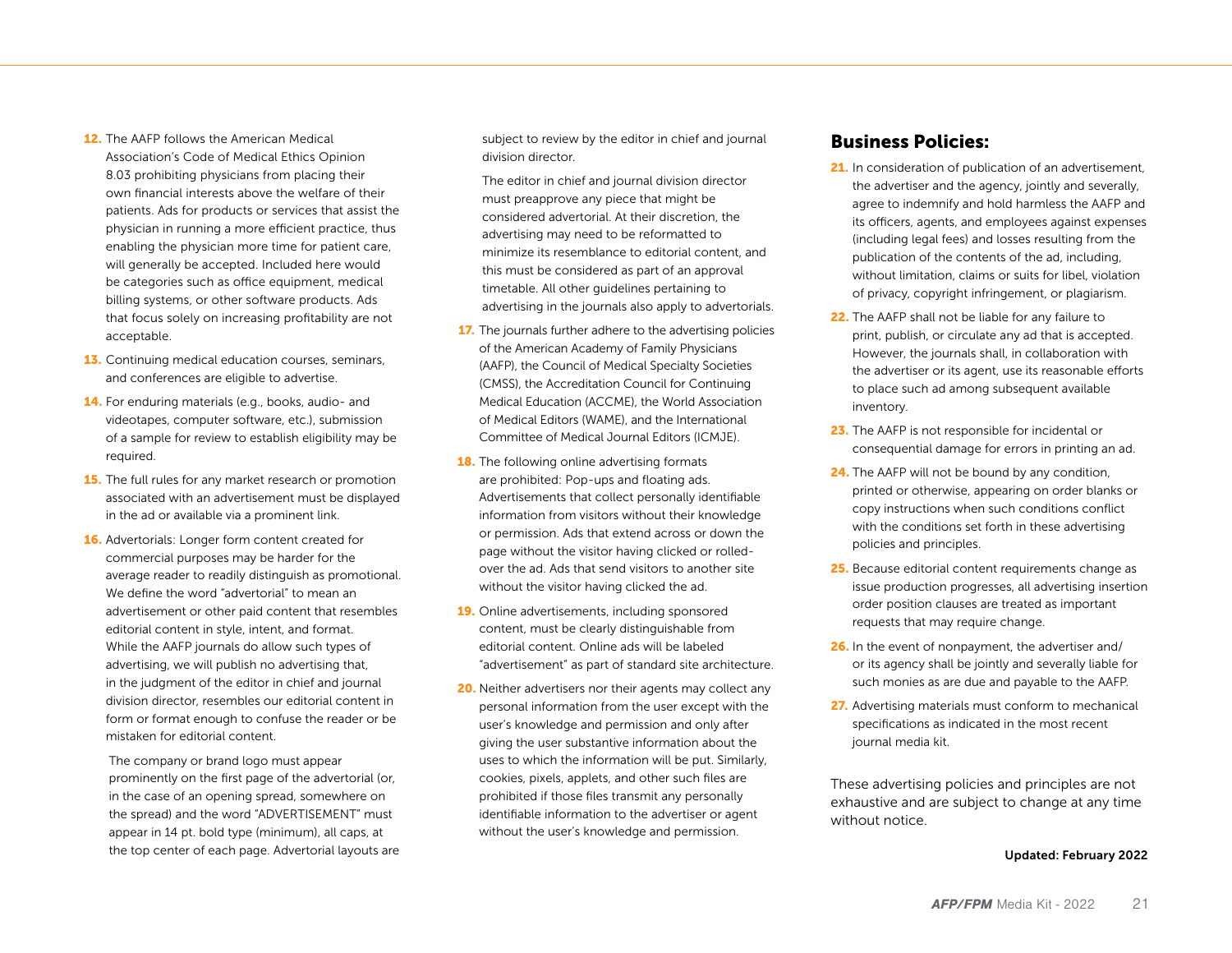12. The AAFP follows the American Medical Association's Code of Medical Ethics Opinion 8.03 prohibiting physicians from placing their own financial interests above the welfare of their patients. Ads for products or services that assist the physician in running a more efficient practice, thus enabling the physician more time for patient care, will generally be accepted. Included here would be categories such as office equipment, medical billing systems, or other software products. Ads that focus solely on increasing profitability are not acceptable.

13. Continuing medical education courses, seminars, and conferences are eligible to advertise.

14. For enduring materials (e.g., books, audio- and videotapes, computer software, etc.), submission of a sample for review to establish eligibility may be required.

15. The full rules for any market research or promotion associated with an advertisement must be displayed in the ad or available via a prominent link.

16. Advertorials: Longer form content created for commercial purposes may be harder for the average reader to readily distinguish as promotional. We define the word "advertorial" to mean an advertisement or other paid content that resembles editorial content in style, intent, and format. While the AAFP journals do allow such types of advertising, we will publish no advertising that, in the judgment of the editor in chief and journal division director, resembles our editorial content in form or format enough to confuse the reader or be mistaken for editorial content.

    The company or brand logo must appear prominently on the first page of the advertorial (or, in the case of an opening spread, somewhere on the spread) and the word "ADVERTISEMENT" must appear in 14 pt. bold type (minimum), all caps, at the top center of each page. Advertorial layouts are subject to review by the editor in chief and journal division director.

    The editor in chief and journal division director must preapprove any piece that might be considered advertorial. At their discretion, the advertising may need to be reformatted to minimize its resemblance to editorial content, and this must be considered as part of an approval timetable. All other guidelines pertaining to advertising in the journals also apply to advertorials.

17. The journals further adhere to the advertising policies of the American Academy of Family Physicians (AAFP), the Council of Medical Specialty Societies (CMSS), the Accreditation Council for Continuing Medical Education (ACCME), the World Association of Medical Editors (WAME), and the International Committee of Medical Journal Editors (ICMJE).

18. The following online advertising formats are prohibited: Pop-ups and floating ads. Advertisements that collect personally identifiable information from visitors without their knowledge or permission. Ads that extend across or down the page without the visitor having clicked or rolled-over the ad. Ads that send visitors to another site without the visitor having clicked the ad.

19. Online advertisements, including sponsored content, must be clearly distinguishable from editorial content. Online ads will be labeled "advertisement" as part of standard site architecture.

20. Neither advertisers nor their agents may collect any personal information from the user except with the user's knowledge and permission and only after giving the user substantive information about the uses to which the information will be put. Similarly, cookies, pixels, applets, and other such files are prohibited if those files transmit any personally identifiable information to the advertiser or agent without the user's knowledge and permission.

## Business Policies:

21. In consideration of publication of an advertisement, the advertiser and the agency, jointly and severally, agree to indemnify and hold harmless the AAFP and its officers, agents, and employees against expenses (including legal fees) and losses resulting from the publication of the contents of the ad, including, without limitation, claims or suits for libel, violation of privacy, copyright infringement, or plagiarism.

22. The AAFP shall not be liable for any failure to print, publish, or circulate any ad that is accepted. However, the journals shall, in collaboration with the advertiser or its agent, use its reasonable efforts to place such ad among subsequent available inventory.

23. The AAFP is not responsible for incidental or consequential damage for errors in printing an ad.

24. The AAFP will not be bound by any condition, printed or otherwise, appearing on order blanks or copy instructions when such conditions conflict with the conditions set forth in these advertising policies and principles.

25. Because editorial content requirements change as issue production progresses, all advertising insertion order position clauses are treated as important requests that may require change.

26. In the event of nonpayment, the advertiser and/or its agency shall be jointly and severally liable for such monies as are due and payable to the AAFP.

27. Advertising materials must conform to mechanical specifications as indicated in the most recent journal media kit.

These advertising policies and principles are not exhaustive and are subject to change at any time without notice.

**Updated: February 2022**